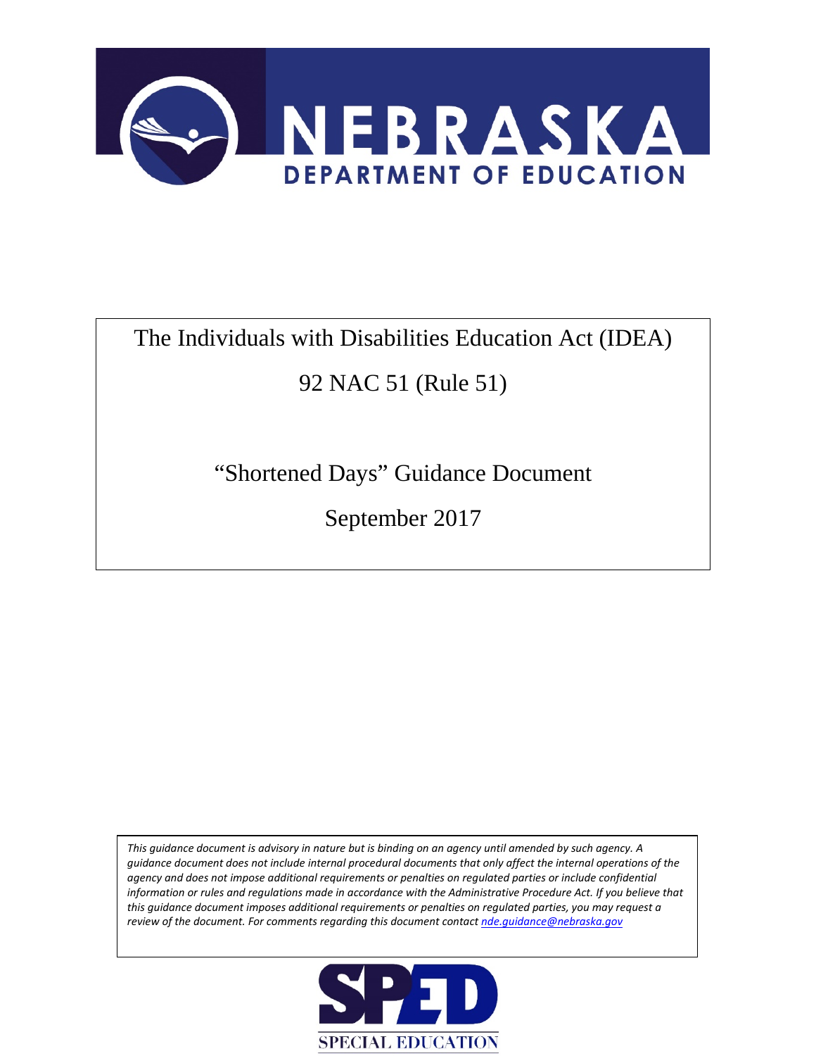# NEBRASKA
## DEPARTMENT OF EDUCATION

The Individuals with Disabilities Education Act (IDEA)

92 NAC 51 (Rule 51)

"Shortened Days" Guidance Document

September 2017

*This guidance document is advisory in nature but is binding on an agency until amended by such agency. A guidance document does not include internal procedural documents that only affect the internal operations of the agency and does not impose additional requirements or penalties on regulated parties or include confidential information or rules and regulations made in accordance with the Administrative Procedure Act. If you believe that this guidance document imposes additional requirements or penalties on regulated parties, you may request a review of the document. For comments regarding this document contact nde.guidance@nebraska.gov*

SPED

SPECIAL EDUCATION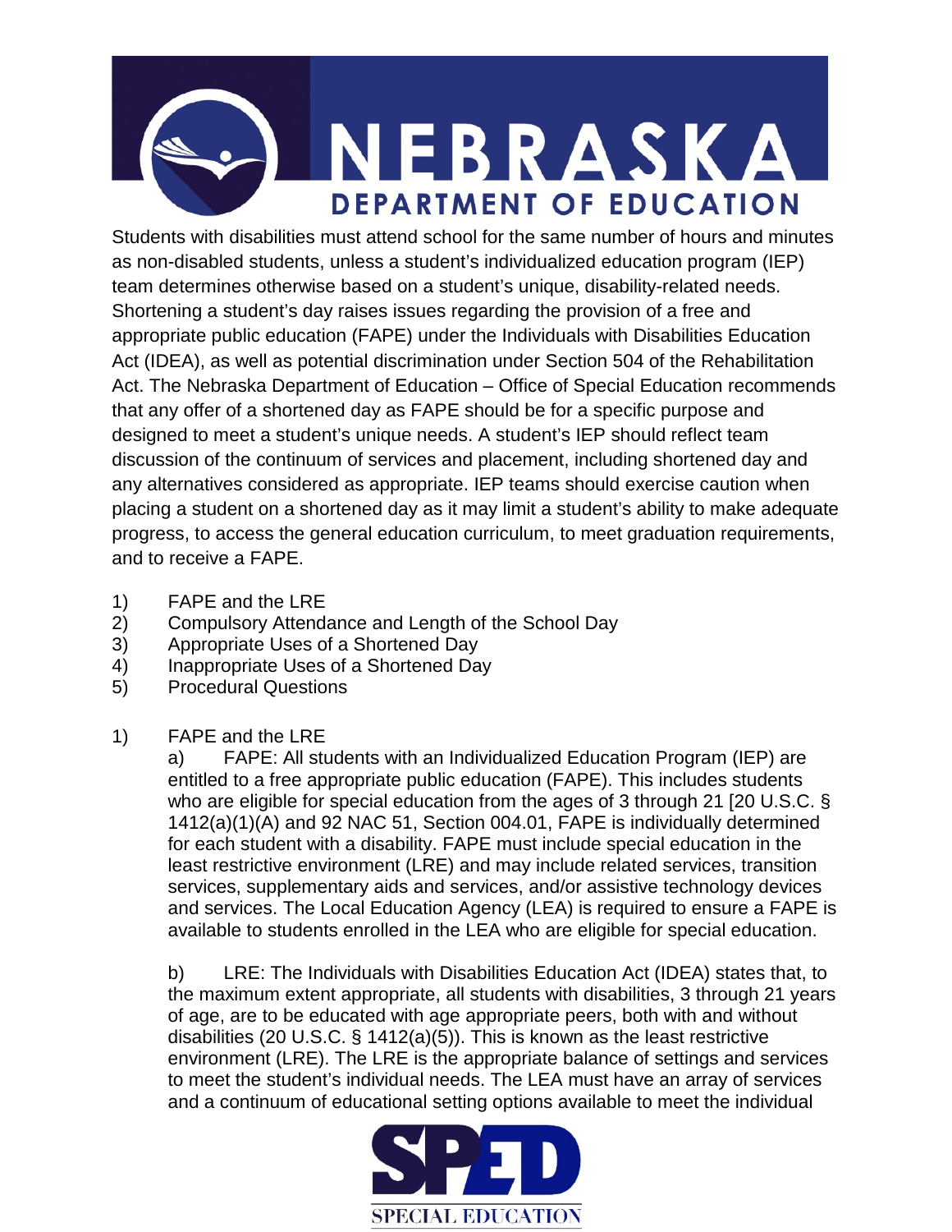Students with disabilities must attend school for the same number of hours and minutes as non-disabled students, unless a student's individualized education program (IEP) team determines otherwise based on a student's unique, disability-related needs. Shortening a student's day raises issues regarding the provision of a free and appropriate public education (FAPE) under the Individuals with Disabilities Education Act (IDEA), as well as potential discrimination under Section 504 of the Rehabilitation Act. The Nebraska Department of Education – Office of Special Education recommends that any offer of a shortened day as FAPE should be for a specific purpose and designed to meet a student's unique needs. A student's IEP should reflect team discussion of the continuum of services and placement, including shortened day and any alternatives considered as appropriate. IEP teams should exercise caution when placing a student on a shortened day as it may limit a student's ability to make adequate progress, to access the general education curriculum, to meet graduation requirements, and to receive a FAPE.

1) FAPE and the LRE
2) Compulsory Attendance and Length of the School Day
3) Appropriate Uses of a Shortened Day
4) Inappropriate Uses of a Shortened Day
5) Procedural Questions

## 1) FAPE and the LRE

a) FAPE: All students with an Individualized Education Program (IEP) are entitled to a free appropriate public education (FAPE). This includes students who are eligible for special education from the ages of 3 through 21 [20 U.S.C. § 1412(a)(1)(A) and 92 NAC 51, Section 004.01, FAPE is individually determined for each student with a disability. FAPE must include special education in the least restrictive environment (LRE) and may include related services, transition services, supplementary aids and services, and/or assistive technology devices and services. The Local Education Agency (LEA) is required to ensure a FAPE is available to students enrolled in the LEA who are eligible for special education.

b) LRE: The Individuals with Disabilities Education Act (IDEA) states that, to the maximum extent appropriate, all students with disabilities, 3 through 21 years of age, are to be educated with age appropriate peers, both with and without disabilities (20 U.S.C. § 1412(a)(5)). This is known as the least restrictive environment (LRE). The LRE is the appropriate balance of settings and services to meet the student's individual needs. The LEA must have an array of services and a continuum of educational setting options available to meet the individual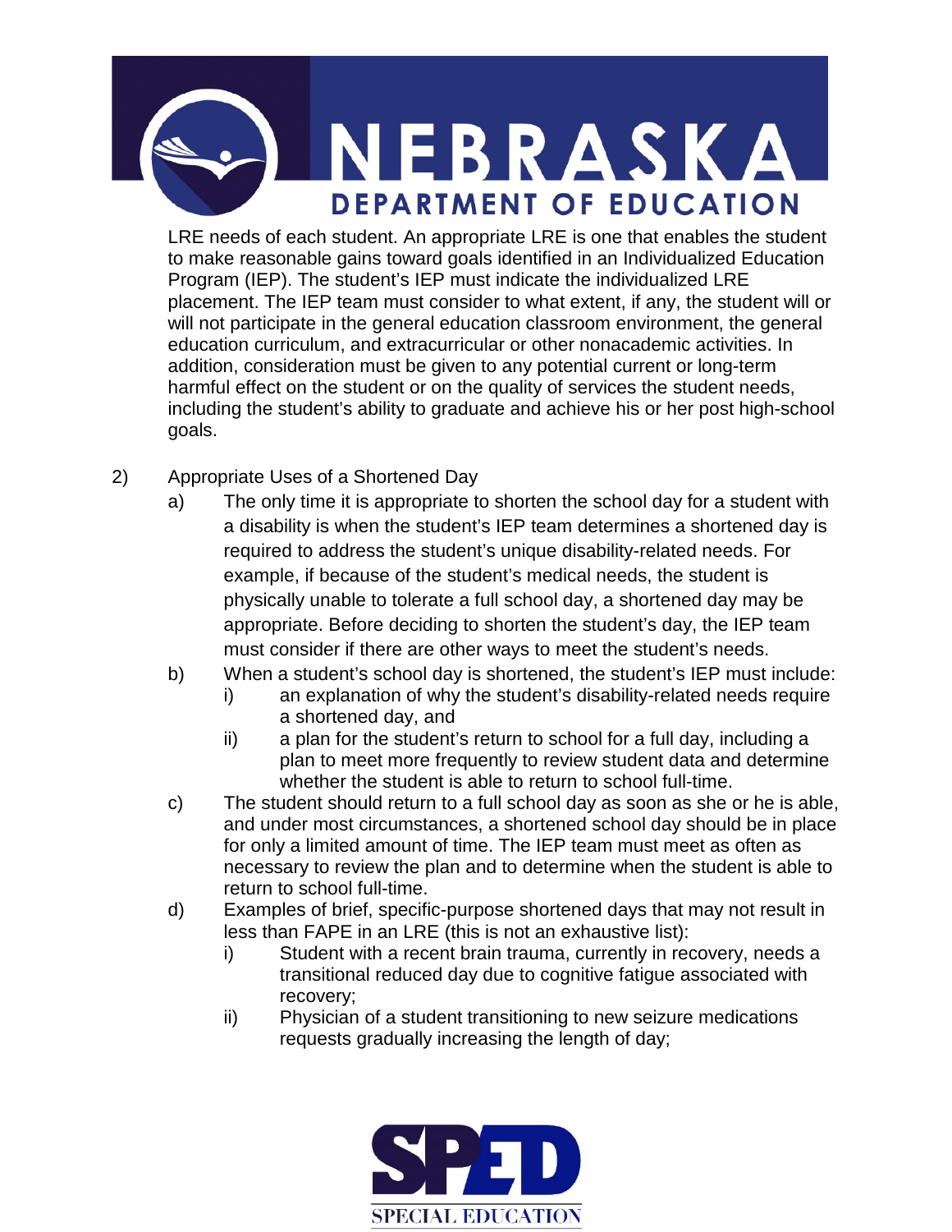LRE needs of each student. An appropriate LRE is one that enables the student to make reasonable gains toward goals identified in an Individualized Education Program (IEP). The student's IEP must indicate the individualized LRE placement. The IEP team must consider to what extent, if any, the student will or will not participate in the general education classroom environment, the general education curriculum, and extracurricular or other nonacademic activities. In addition, consideration must be given to any potential current or long-term harmful effect on the student or on the quality of services the student needs, including the student's ability to graduate and achieve his or her post high-school goals.

2) Appropriate Uses of a Shortened Day

   a) The only time it is appropriate to shorten the school day for a student with a disability is when the student's IEP team determines a shortened day is required to address the student's unique disability-related needs. For example, if because of the student's medical needs, the student is physically unable to tolerate a full school day, a shortened day may be appropriate. Before deciding to shorten the student's day, the IEP team must consider if there are other ways to meet the student's needs.

   b) When a student's school day is shortened, the student's IEP must include:

      i) an explanation of why the student's disability-related needs require a shortened day, and

      ii) a plan for the student's return to school for a full day, including a plan to meet more frequently to review student data and determine whether the student is able to return to school full-time.

   c) The student should return to a full school day as soon as she or he is able, and under most circumstances, a shortened school day should be in place for only a limited amount of time. The IEP team must meet as often as necessary to review the plan and to determine when the student is able to return to school full-time.

   d) Examples of brief, specific-purpose shortened days that may not result in less than FAPE in an LRE (this is not an exhaustive list):

      i) Student with a recent brain trauma, currently in recovery, needs a transitional reduced day due to cognitive fatigue associated with recovery;

      ii) Physician of a student transitioning to new seizure medications requests gradually increasing the length of day;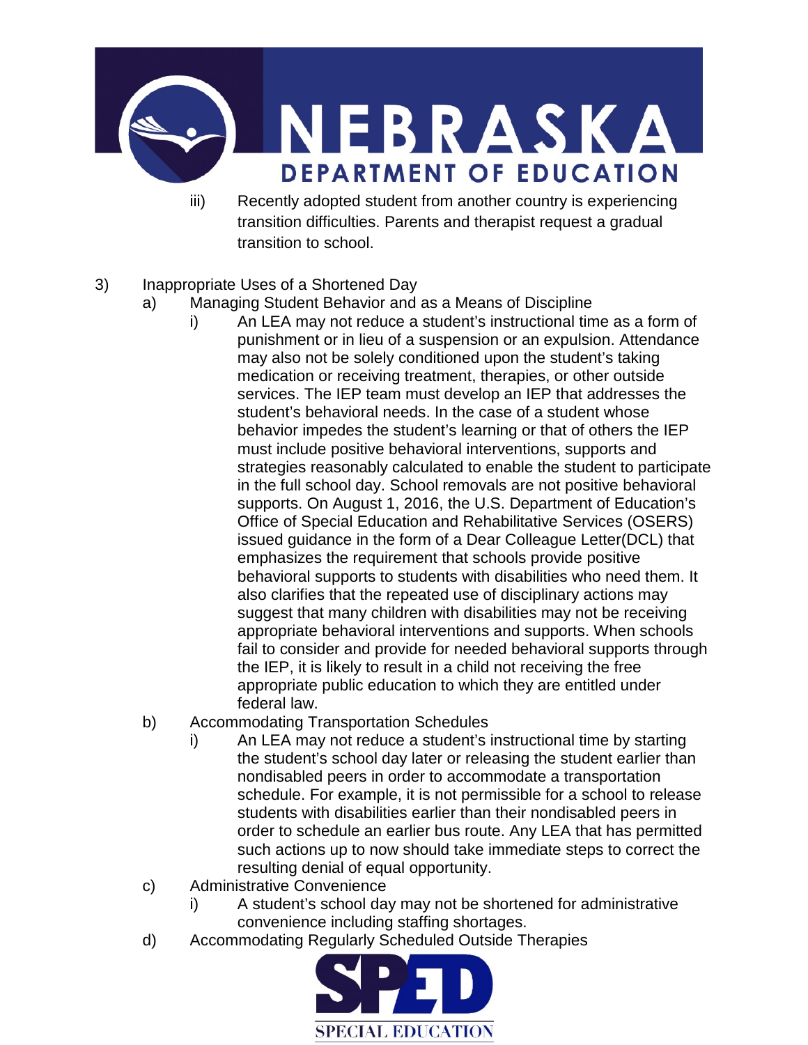iii) Recently adopted student from another country is experiencing transition difficulties. Parents and therapist request a gradual transition to school.

3) Inappropriate Uses of a Shortened Day

   a) Managing Student Behavior and as a Means of Discipline

      i) An LEA may not reduce a student's instructional time as a form of punishment or in lieu of a suspension or an expulsion. Attendance may also not be solely conditioned upon the student's taking medication or receiving treatment, therapies, or other outside services. The IEP team must develop an IEP that addresses the student's behavioral needs. In the case of a student whose behavior impedes the student's learning or that of others the IEP must include positive behavioral interventions, supports and strategies reasonably calculated to enable the student to participate in the full school day. School removals are not positive behavioral supports. On August 1, 2016, the U.S. Department of Education's Office of Special Education and Rehabilitative Services (OSERS) issued guidance in the form of a Dear Colleague Letter(DCL) that emphasizes the requirement that schools provide positive behavioral supports to students with disabilities who need them. It also clarifies that the repeated use of disciplinary actions may suggest that many children with disabilities may not be receiving appropriate behavioral interventions and supports. When schools fail to consider and provide for needed behavioral supports through the IEP, it is likely to result in a child not receiving the free appropriate public education to which they are entitled under federal law.

   b) Accommodating Transportation Schedules

      i) An LEA may not reduce a student's instructional time by starting the student's school day later or releasing the student earlier than nondisabled peers in order to accommodate a transportation schedule. For example, it is not permissible for a school to release students with disabilities earlier than their nondisabled peers in order to schedule an earlier bus route. Any LEA that has permitted such actions up to now should take immediate steps to correct the resulting denial of equal opportunity.

   c) Administrative Convenience

      i) A student's school day may not be shortened for administrative convenience including staffing shortages.

   d) Accommodating Regularly Scheduled Outside Therapies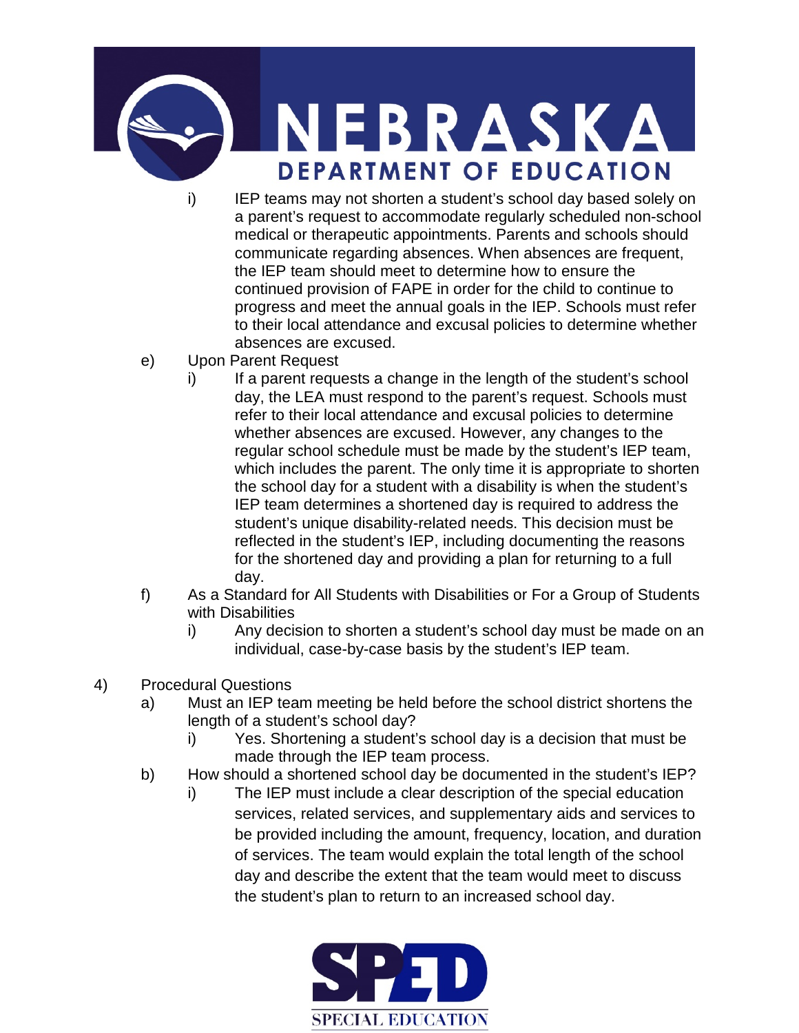i) IEP teams may not shorten a student's school day based solely on a parent's request to accommodate regularly scheduled non-school medical or therapeutic appointments. Parents and schools should communicate regarding absences. When absences are frequent, the IEP team should meet to determine how to ensure the continued provision of FAPE in order for the child to continue to progress and meet the annual goals in the IEP. Schools must refer to their local attendance and excusal policies to determine whether absences are excused.

e) Upon Parent Request

i) If a parent requests a change in the length of the student's school day, the LEA must respond to the parent's request. Schools must refer to their local attendance and excusal policies to determine whether absences are excused. However, any changes to the regular school schedule must be made by the student's IEP team, which includes the parent. The only time it is appropriate to shorten the school day for a student with a disability is when the student's IEP team determines a shortened day is required to address the student's unique disability-related needs. This decision must be reflected in the student's IEP, including documenting the reasons for the shortened day and providing a plan for returning to a full day.

f) As a Standard for All Students with Disabilities or For a Group of Students with Disabilities

i) Any decision to shorten a student's school day must be made on an individual, case-by-case basis by the student's IEP team.

4) Procedural Questions

a) Must an IEP team meeting be held before the school district shortens the length of a student's school day?

i) Yes. Shortening a student's school day is a decision that must be made through the IEP team process.

b) How should a shortened school day be documented in the student's IEP?

i) The IEP must include a clear description of the special education services, related services, and supplementary aids and services to be provided including the amount, frequency, location, and duration of services. The team would explain the total length of the school day and describe the extent that the team would meet to discuss the student's plan to return to an increased school day.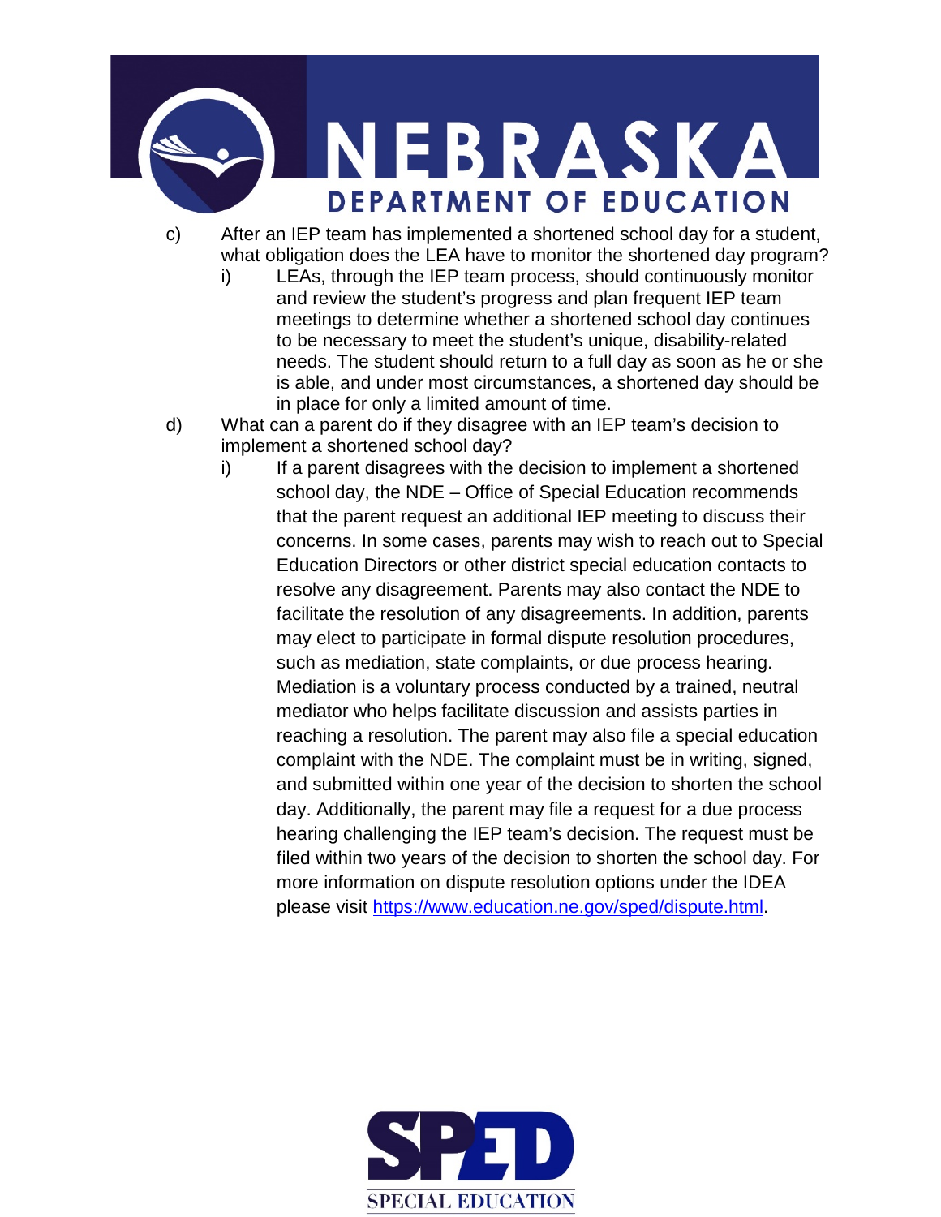c) After an IEP team has implemented a shortened school day for a student, what obligation does the LEA have to monitor the shortened day program?

   i) LEAs, through the IEP team process, should continuously monitor and review the student's progress and plan frequent IEP team meetings to determine whether a shortened school day continues to be necessary to meet the student's unique, disability-related needs. The student should return to a full day as soon as he or she is able, and under most circumstances, a shortened day should be in place for only a limited amount of time.

d) What can a parent do if they disagree with an IEP team's decision to implement a shortened school day?

   i) If a parent disagrees with the decision to implement a shortened school day, the NDE – Office of Special Education recommends that the parent request an additional IEP meeting to discuss their concerns. In some cases, parents may wish to reach out to Special Education Directors or other district special education contacts to resolve any disagreement. Parents may also contact the NDE to facilitate the resolution of any disagreements. In addition, parents may elect to participate in formal dispute resolution procedures, such as mediation, state complaints, or due process hearing. Mediation is a voluntary process conducted by a trained, neutral mediator who helps facilitate discussion and assists parties in reaching a resolution. The parent may also file a special education complaint with the NDE. The complaint must be in writing, signed, and submitted within one year of the decision to shorten the school day. Additionally, the parent may file a request for a due process hearing challenging the IEP team's decision. The request must be filed within two years of the decision to shorten the school day. For more information on dispute resolution options under the IDEA please visit [https://www.education.ne.gov/sped/dispute.html](https://www.education.ne.gov/sped/dispute.html).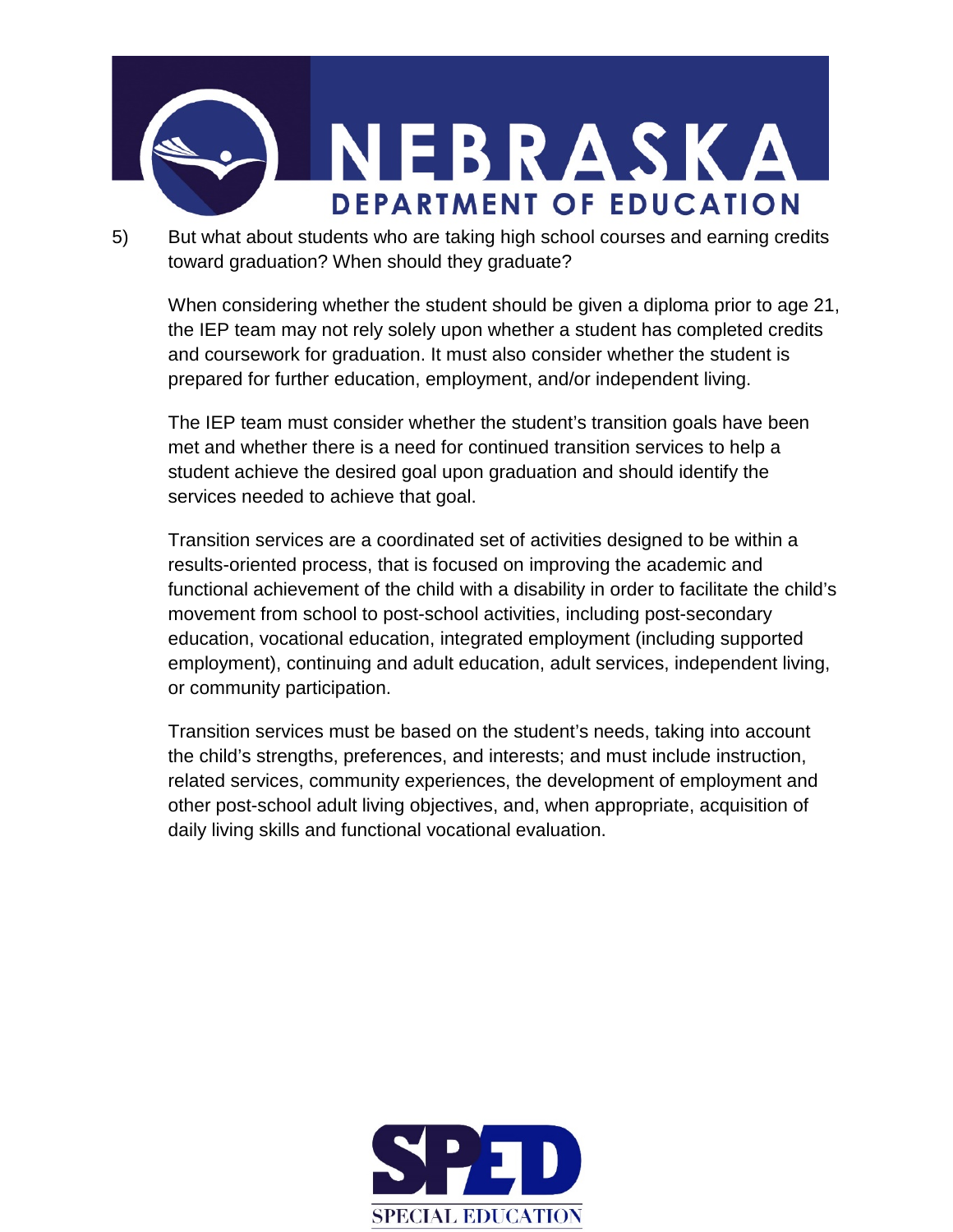5) But what about students who are taking high school courses and earning credits toward graduation? When should they graduate?

When considering whether the student should be given a diploma prior to age 21, the IEP team may not rely solely upon whether a student has completed credits and coursework for graduation. It must also consider whether the student is prepared for further education, employment, and/or independent living.

The IEP team must consider whether the student's transition goals have been met and whether there is a need for continued transition services to help a student achieve the desired goal upon graduation and should identify the services needed to achieve that goal.

Transition services are a coordinated set of activities designed to be within a results-oriented process, that is focused on improving the academic and functional achievement of the child with a disability in order to facilitate the child's movement from school to post-school activities, including post-secondary education, vocational education, integrated employment (including supported employment), continuing and adult education, adult services, independent living, or community participation.

Transition services must be based on the student's needs, taking into account the child's strengths, preferences, and interests; and must include instruction, related services, community experiences, the development of employment and other post-school adult living objectives, and, when appropriate, acquisition of daily living skills and functional vocational evaluation.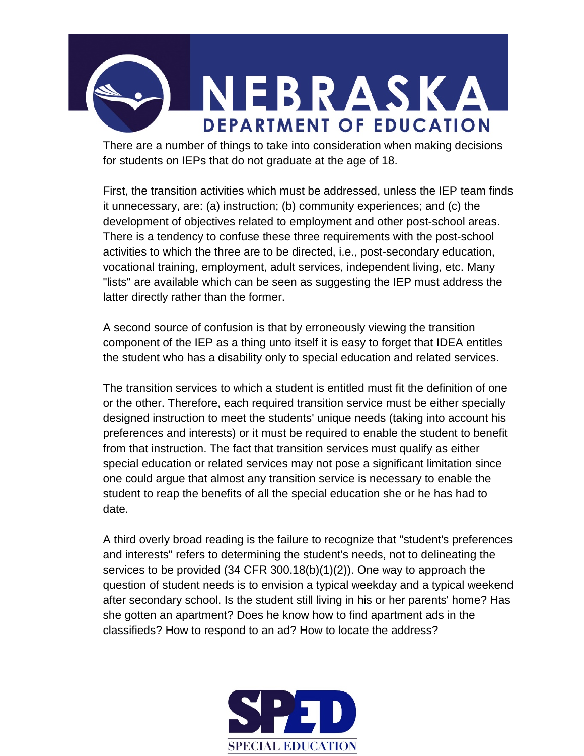There are a number of things to take into consideration when making decisions for students on IEPs that do not graduate at the age of 18.

First, the transition activities which must be addressed, unless the IEP team finds it unnecessary, are: (a) instruction; (b) community experiences; and (c) the development of objectives related to employment and other post-school areas. There is a tendency to confuse these three requirements with the post-school activities to which the three are to be directed, i.e., post-secondary education, vocational training, employment, adult services, independent living, etc. Many "lists" are available which can be seen as suggesting the IEP must address the latter directly rather than the former.

A second source of confusion is that by erroneously viewing the transition component of the IEP as a thing unto itself it is easy to forget that IDEA entitles the student who has a disability only to special education and related services.

The transition services to which a student is entitled must fit the definition of one or the other. Therefore, each required transition service must be either specially designed instruction to meet the students' unique needs (taking into account his preferences and interests) or it must be required to enable the student to benefit from that instruction. The fact that transition services must qualify as either special education or related services may not pose a significant limitation since one could argue that almost any transition service is necessary to enable the student to reap the benefits of all the special education she or he has had to date.

A third overly broad reading is the failure to recognize that "student's preferences and interests" refers to determining the student's needs, not to delineating the services to be provided (34 CFR 300.18(b)(1)(2)). One way to approach the question of student needs is to envision a typical weekday and a typical weekend after secondary school. Is the student still living in his or her parents' home? Has she gotten an apartment? Does he know how to find apartment ads in the classifieds? How to respond to an ad? How to locate the address?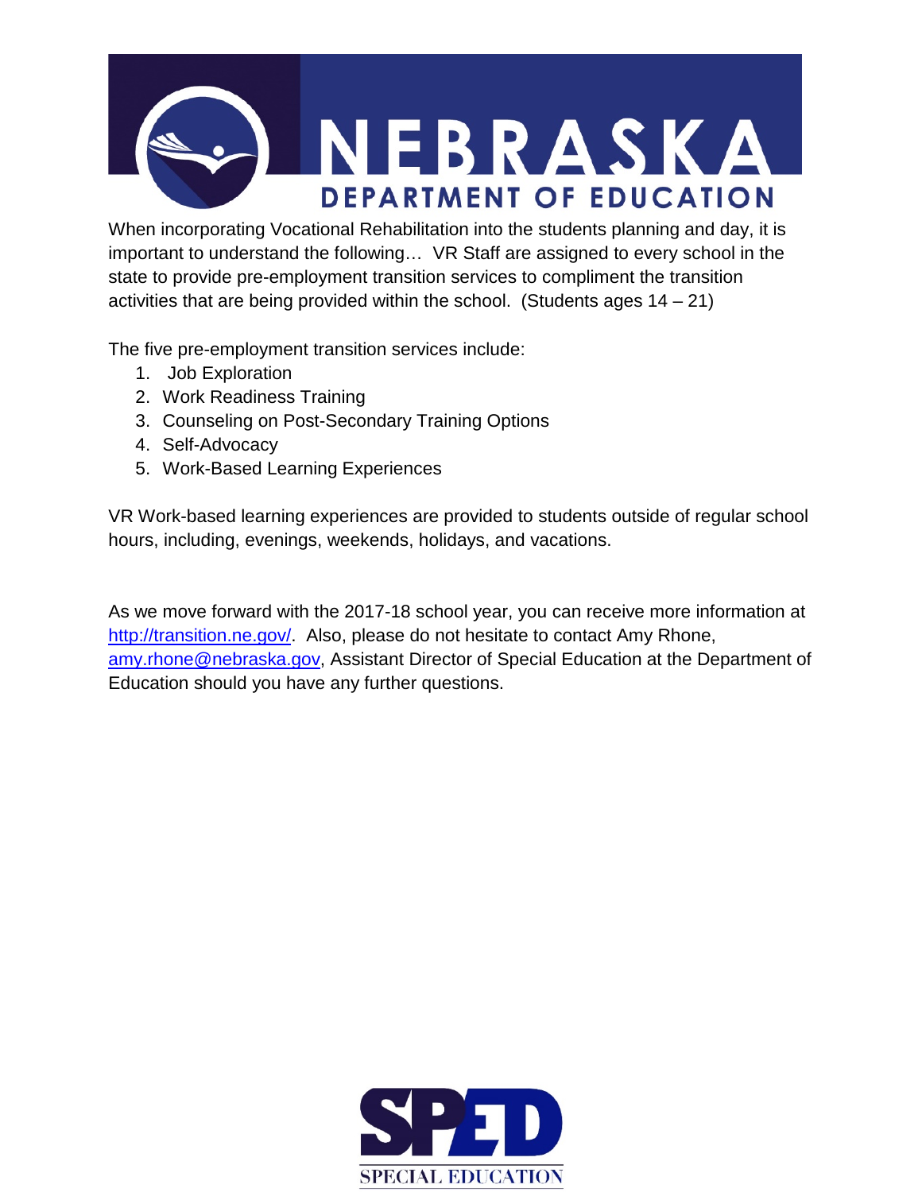When incorporating Vocational Rehabilitation into the students planning and day, it is important to understand the following… VR Staff are assigned to every school in the state to provide pre-employment transition services to compliment the transition activities that are being provided within the school. (Students ages 14 – 21)

The five pre-employment transition services include:

1. Job Exploration
2. Work Readiness Training
3. Counseling on Post-Secondary Training Options
4. Self-Advocacy
5. Work-Based Learning Experiences

VR Work-based learning experiences are provided to students outside of regular school hours, including, evenings, weekends, holidays, and vacations.

As we move forward with the 2017-18 school year, you can receive more information at http://transition.ne.gov/. Also, please do not hesitate to contact Amy Rhone, amy.rhone@nebraska.gov, Assistant Director of Special Education at the Department of Education should you have any further questions.